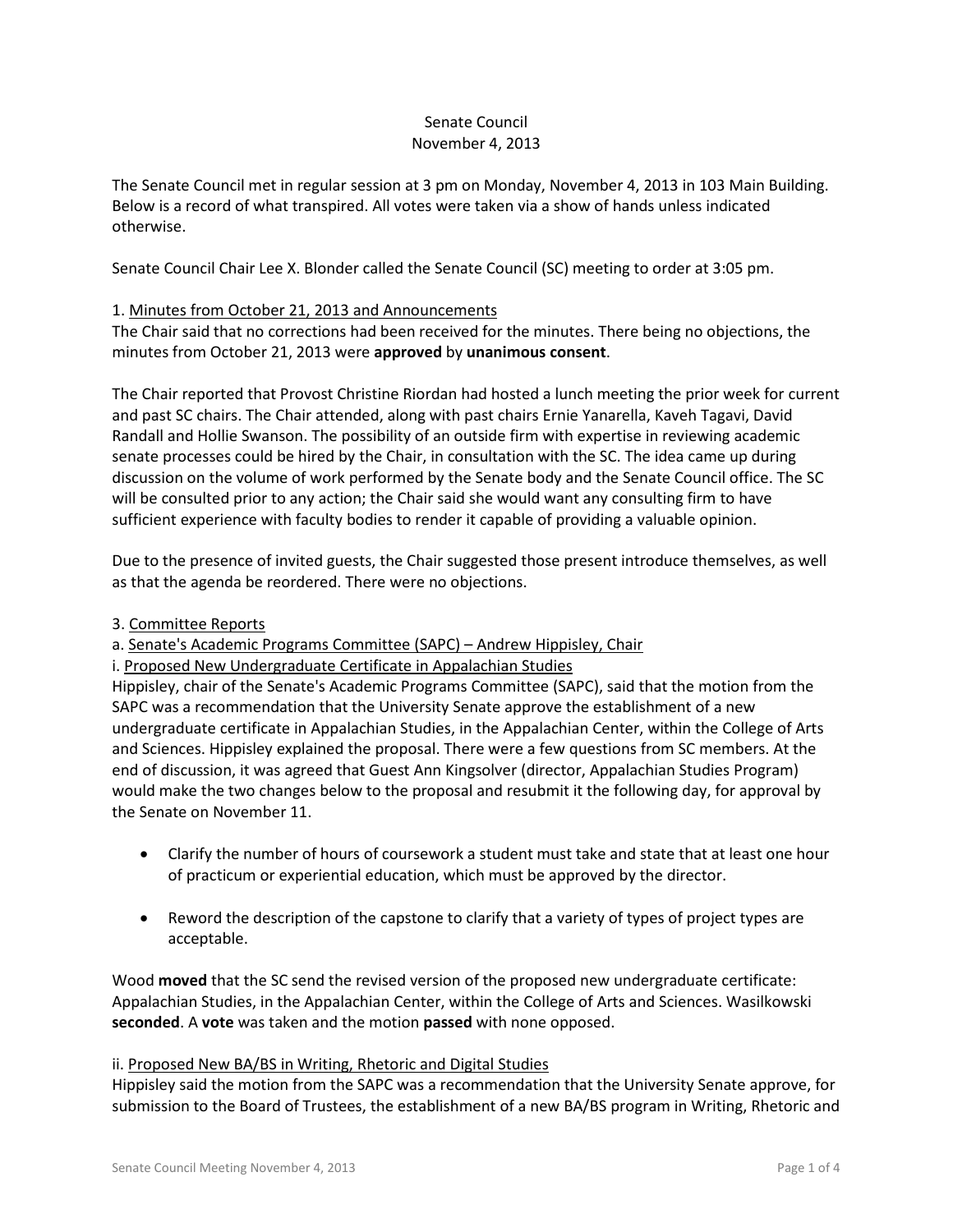Senate Council
November 4, 2013

The Senate Council met in regular session at 3 pm on Monday, November 4, 2013 in 103 Main Building. Below is a record of what transpired. All votes were taken via a show of hands unless indicated otherwise.

Senate Council Chair Lee X. Blonder called the Senate Council (SC) meeting to order at 3:05 pm.

1. Minutes from October 21, 2013 and Announcements

The Chair said that no corrections had been received for the minutes. There being no objections, the minutes from October 21, 2013 were **approved** by **unanimous consent**.

The Chair reported that Provost Christine Riordan had hosted a lunch meeting the prior week for current and past SC chairs. The Chair attended, along with past chairs Ernie Yanarella, Kaveh Tagavi, David Randall and Hollie Swanson. The possibility of an outside firm with expertise in reviewing academic senate processes could be hired by the Chair, in consultation with the SC. The idea came up during discussion on the volume of work performed by the Senate body and the Senate Council office. The SC will be consulted prior to any action; the Chair said she would want any consulting firm to have sufficient experience with faculty bodies to render it capable of providing a valuable opinion.

Due to the presence of invited guests, the Chair suggested those present introduce themselves, as well as that the agenda be reordered. There were no objections.

3. Committee Reports

a. Senate's Academic Programs Committee (SAPC) – Andrew Hippisley, Chair

i. Proposed New Undergraduate Certificate in Appalachian Studies

Hippisley, chair of the Senate's Academic Programs Committee (SAPC), said that the motion from the SAPC was a recommendation that the University Senate approve the establishment of a new undergraduate certificate in Appalachian Studies, in the Appalachian Center, within the College of Arts and Sciences. Hippisley explained the proposal. There were a few questions from SC members. At the end of discussion, it was agreed that Guest Ann Kingsolver (director, Appalachian Studies Program) would make the two changes below to the proposal and resubmit it the following day, for approval by the Senate on November 11.

- Clarify the number of hours of coursework a student must take and state that at least one hour of practicum or experiential education, which must be approved by the director.
- Reword the description of the capstone to clarify that a variety of types of project types are acceptable.

Wood **moved** that the SC send the revised version of the proposed new undergraduate certificate: Appalachian Studies, in the Appalachian Center, within the College of Arts and Sciences. Wasilkowski **seconded**. A **vote** was taken and the motion **passed** with none opposed.

ii. Proposed New BA/BS in Writing, Rhetoric and Digital Studies

Hippisley said the motion from the SAPC was a recommendation that the University Senate approve, for submission to the Board of Trustees, the establishment of a new BA/BS program in Writing, Rhetoric and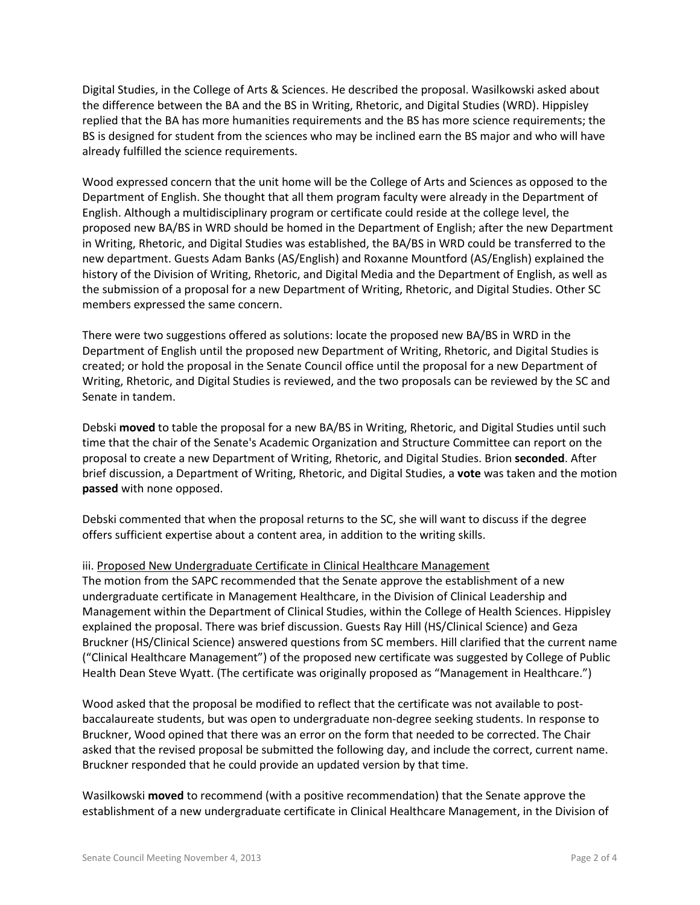Digital Studies, in the College of Arts & Sciences. He described the proposal. Wasilkowski asked about the difference between the BA and the BS in Writing, Rhetoric, and Digital Studies (WRD). Hippisley replied that the BA has more humanities requirements and the BS has more science requirements; the BS is designed for student from the sciences who may be inclined earn the BS major and who will have already fulfilled the science requirements.

Wood expressed concern that the unit home will be the College of Arts and Sciences as opposed to the Department of English. She thought that all them program faculty were already in the Department of English. Although a multidisciplinary program or certificate could reside at the college level, the proposed new BA/BS in WRD should be homed in the Department of English; after the new Department in Writing, Rhetoric, and Digital Studies was established, the BA/BS in WRD could be transferred to the new department. Guests Adam Banks (AS/English) and Roxanne Mountford (AS/English) explained the history of the Division of Writing, Rhetoric, and Digital Media and the Department of English, as well as the submission of a proposal for a new Department of Writing, Rhetoric, and Digital Studies. Other SC members expressed the same concern.

There were two suggestions offered as solutions: locate the proposed new BA/BS in WRD in the Department of English until the proposed new Department of Writing, Rhetoric, and Digital Studies is created; or hold the proposal in the Senate Council office until the proposal for a new Department of Writing, Rhetoric, and Digital Studies is reviewed, and the two proposals can be reviewed by the SC and Senate in tandem.

Debski **moved** to table the proposal for a new BA/BS in Writing, Rhetoric, and Digital Studies until such time that the chair of the Senate's Academic Organization and Structure Committee can report on the proposal to create a new Department of Writing, Rhetoric, and Digital Studies. Brion **seconded**. After brief discussion, a Department of Writing, Rhetoric, and Digital Studies, a **vote** was taken and the motion **passed** with none opposed.

Debski commented that when the proposal returns to the SC, she will want to discuss if the degree offers sufficient expertise about a content area, in addition to the writing skills.

iii. Proposed New Undergraduate Certificate in Clinical Healthcare Management

The motion from the SAPC recommended that the Senate approve the establishment of a new undergraduate certificate in Management Healthcare, in the Division of Clinical Leadership and Management within the Department of Clinical Studies, within the College of Health Sciences. Hippisley explained the proposal. There was brief discussion. Guests Ray Hill (HS/Clinical Science) and Geza Bruckner (HS/Clinical Science) answered questions from SC members. Hill clarified that the current name ("Clinical Healthcare Management") of the proposed new certificate was suggested by College of Public Health Dean Steve Wyatt. (The certificate was originally proposed as "Management in Healthcare.")

Wood asked that the proposal be modified to reflect that the certificate was not available to post-baccalaureate students, but was open to undergraduate non-degree seeking students. In response to Bruckner, Wood opined that there was an error on the form that needed to be corrected. The Chair asked that the revised proposal be submitted the following day, and include the correct, current name. Bruckner responded that he could provide an updated version by that time.

Wasilkowski **moved** to recommend (with a positive recommendation) that the Senate approve the establishment of a new undergraduate certificate in Clinical Healthcare Management, in the Division of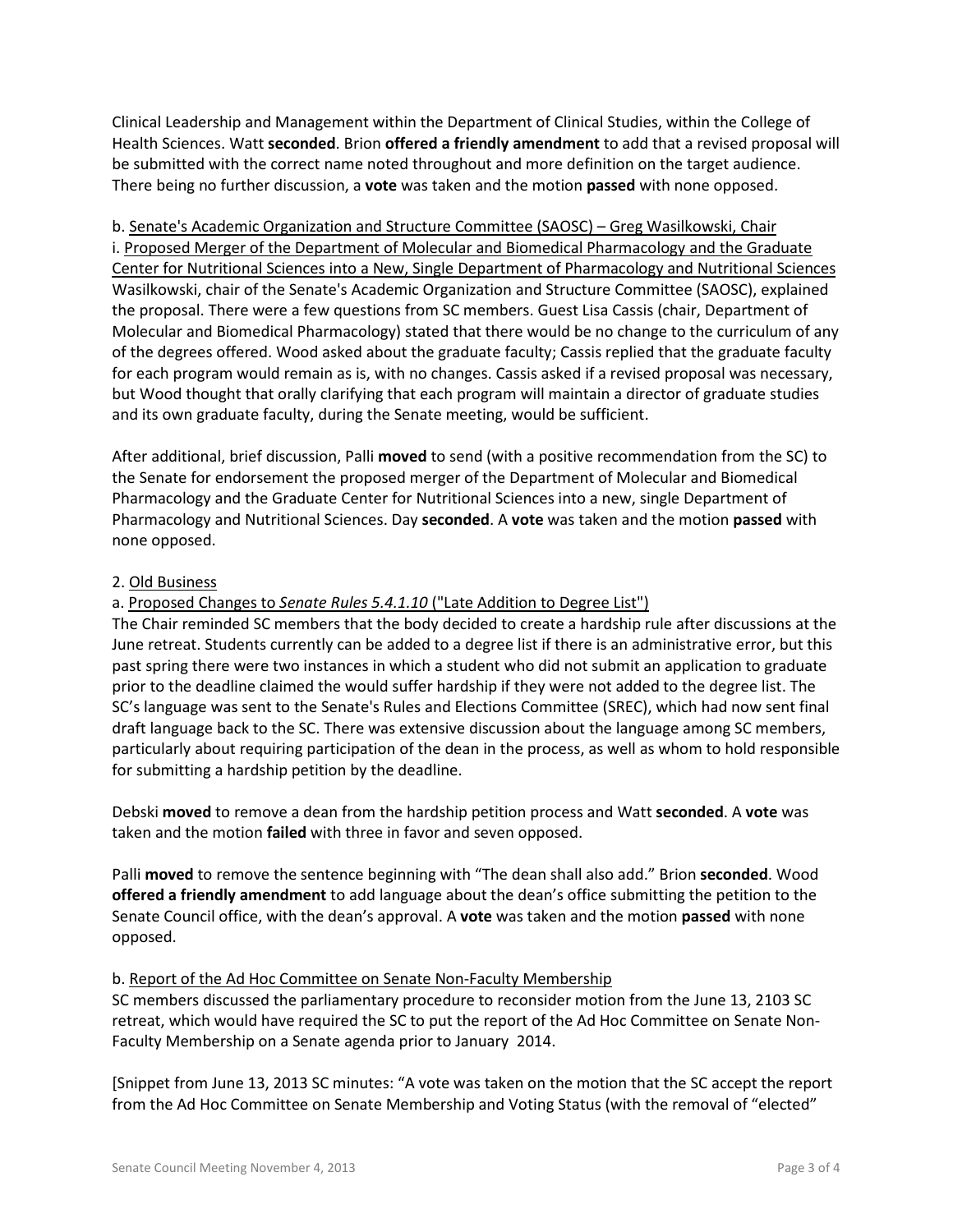Clinical Leadership and Management within the Department of Clinical Studies, within the College of Health Sciences. Watt **seconded**. Brion **offered a friendly amendment** to add that a revised proposal will be submitted with the correct name noted throughout and more definition on the target audience. There being no further discussion, a **vote** was taken and the motion **passed** with none opposed.

b. Senate's Academic Organization and Structure Committee (SAOSC) – Greg Wasilkowski, Chair

i. Proposed Merger of the Department of Molecular and Biomedical Pharmacology and the Graduate Center for Nutritional Sciences into a New, Single Department of Pharmacology and Nutritional Sciences

Wasilkowski, chair of the Senate's Academic Organization and Structure Committee (SAOSC), explained the proposal. There were a few questions from SC members. Guest Lisa Cassis (chair, Department of Molecular and Biomedical Pharmacology) stated that there would be no change to the curriculum of any of the degrees offered. Wood asked about the graduate faculty; Cassis replied that the graduate faculty for each program would remain as is, with no changes. Cassis asked if a revised proposal was necessary, but Wood thought that orally clarifying that each program will maintain a director of graduate studies and its own graduate faculty, during the Senate meeting, would be sufficient.

After additional, brief discussion, Palli **moved** to send (with a positive recommendation from the SC) to the Senate for endorsement the proposed merger of the Department of Molecular and Biomedical Pharmacology and the Graduate Center for Nutritional Sciences into a new, single Department of Pharmacology and Nutritional Sciences. Day **seconded**. A **vote** was taken and the motion **passed** with none opposed.

2. Old Business

a. Proposed Changes to *Senate Rules 5.4.1.10* ("Late Addition to Degree List")

The Chair reminded SC members that the body decided to create a hardship rule after discussions at the June retreat. Students currently can be added to a degree list if there is an administrative error, but this past spring there were two instances in which a student who did not submit an application to graduate prior to the deadline claimed the would suffer hardship if they were not added to the degree list. The SC's language was sent to the Senate's Rules and Elections Committee (SREC), which had now sent final draft language back to the SC. There was extensive discussion about the language among SC members, particularly about requiring participation of the dean in the process, as well as whom to hold responsible for submitting a hardship petition by the deadline.

Debski **moved** to remove a dean from the hardship petition process and Watt **seconded**. A **vote** was taken and the motion **failed** with three in favor and seven opposed.

Palli **moved** to remove the sentence beginning with "The dean shall also add." Brion **seconded**. Wood **offered a friendly amendment** to add language about the dean's office submitting the petition to the Senate Council office, with the dean's approval. A **vote** was taken and the motion **passed** with none opposed.

b. Report of the Ad Hoc Committee on Senate Non-Faculty Membership

SC members discussed the parliamentary procedure to reconsider motion from the June 13, 2103 SC retreat, which would have required the SC to put the report of the Ad Hoc Committee on Senate Non-Faculty Membership on a Senate agenda prior to January 2014.

[Snippet from June 13, 2013 SC minutes: "A vote was taken on the motion that the SC accept the report from the Ad Hoc Committee on Senate Membership and Voting Status (with the removal of "elected"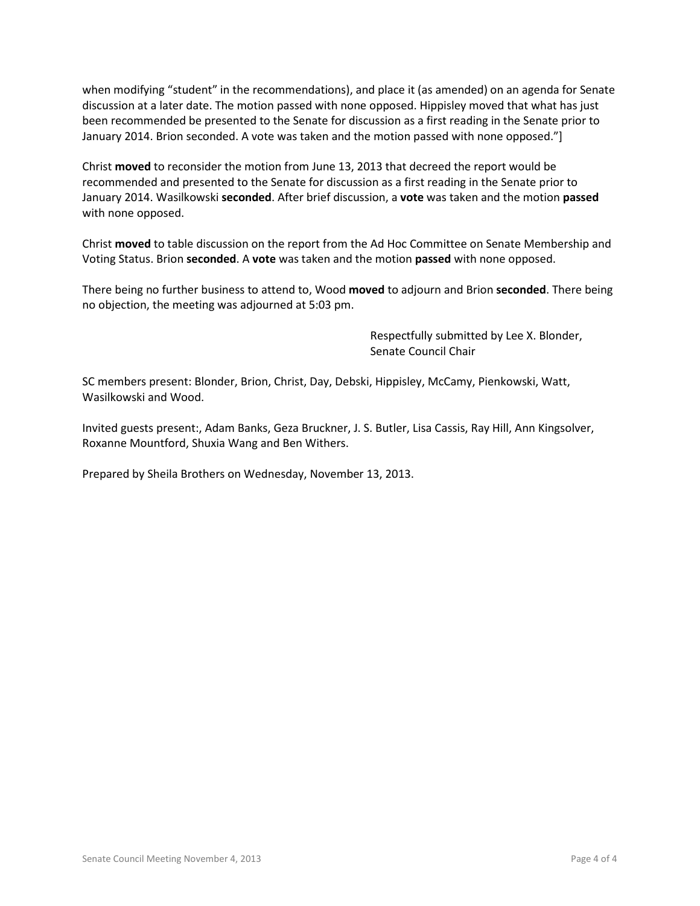when modifying "student" in the recommendations), and place it (as amended) on an agenda for Senate discussion at a later date. The motion passed with none opposed. Hippisley moved that what has just been recommended be presented to the Senate for discussion as a first reading in the Senate prior to January 2014. Brion seconded. A vote was taken and the motion passed with none opposed."]

Christ **moved** to reconsider the motion from June 13, 2013 that decreed the report would be recommended and presented to the Senate for discussion as a first reading in the Senate prior to January 2014. Wasilkowski **seconded**. After brief discussion, a **vote** was taken and the motion **passed** with none opposed.

Christ **moved** to table discussion on the report from the Ad Hoc Committee on Senate Membership and Voting Status. Brion **seconded**. A **vote** was taken and the motion **passed** with none opposed.

There being no further business to attend to, Wood **moved** to adjourn and Brion **seconded**. There being no objection, the meeting was adjourned at 5:03 pm.

Respectfully submitted by Lee X. Blonder,
Senate Council Chair

SC members present: Blonder, Brion, Christ, Day, Debski, Hippisley, McCamy, Pienkowski, Watt, Wasilkowski and Wood.

Invited guests present:, Adam Banks, Geza Bruckner, J. S. Butler, Lisa Cassis, Ray Hill, Ann Kingsolver, Roxanne Mountford, Shuxia Wang and Ben Withers.

Prepared by Sheila Brothers on Wednesday, November 13, 2013.